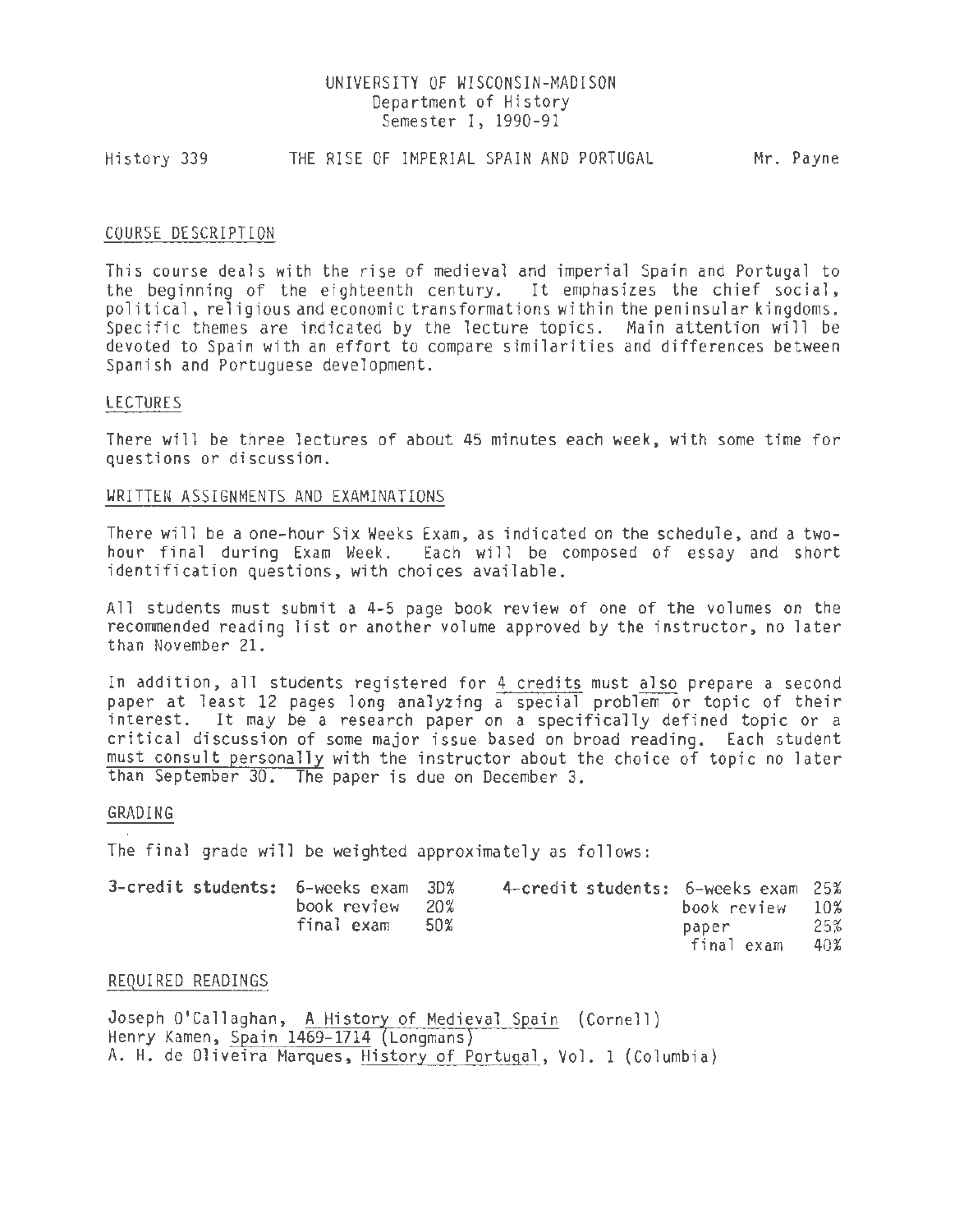UNIVERSITY OF WISCONSIN-MADISON
Department of History
Semester I, 1990-91

History 339 THE RISE OF IMPERIAL SPAIN AND PORTUGAL Mr. Payne

## COURSE DESCRIPTION

This course deals with the rise of medieval and imperial Spain and Portugal to the beginning of the eighteenth century. It emphasizes the chief social, political, religious and economic transformations within the peninsular kingdoms. Specific themes are indicated by the lecture topics. Main attention will be devoted to Spain with an effort to compare similarities and differences between Spanish and Portuguese development.

## LECTURES

There will be three lectures of about 45 minutes each week, with some time for questions or discussion.

## WRITTEN ASSIGNMENTS AND EXAMINATIONS

There will be a one-hour Six Weeks Exam, as indicated on the schedule, and a two-hour final during Exam Week. Each will be composed of essay and short identification questions, with choices available.

All students must submit a 4-5 page book review of one of the volumes on the recommended reading list or another volume approved by the instructor, no later than November 21.

In addition, all students registered for 4 credits must also prepare a second paper at least 12 pages long analyzing a special problem or topic of their interest. It may be a research paper on a specifically defined topic or a critical discussion of some major issue based on broad reading. Each student must consult personally with the instructor about the choice of topic no later than September 30. The paper is due on December 3.

## GRADING

The final grade will be weighted approximately as follows:

| 3-credit students: | | | 4-credit students: | | |
|---|---|---|---|---|---|
| | 6-weeks exam | 30% | | 6-weeks exam | 25% |
| | book review | 20% | | book review | 10% |
| | final exam | 50% | | paper | 25% |
| | | | | final exam | 40% |

## REQUIRED READINGS

Joseph O'Callaghan, A History of Medieval Spain (Cornell)
Henry Kamen, Spain 1469-1714 (Longmans)
A. H. de Oliveira Marques, History of Portugal, Vol. 1 (Columbia)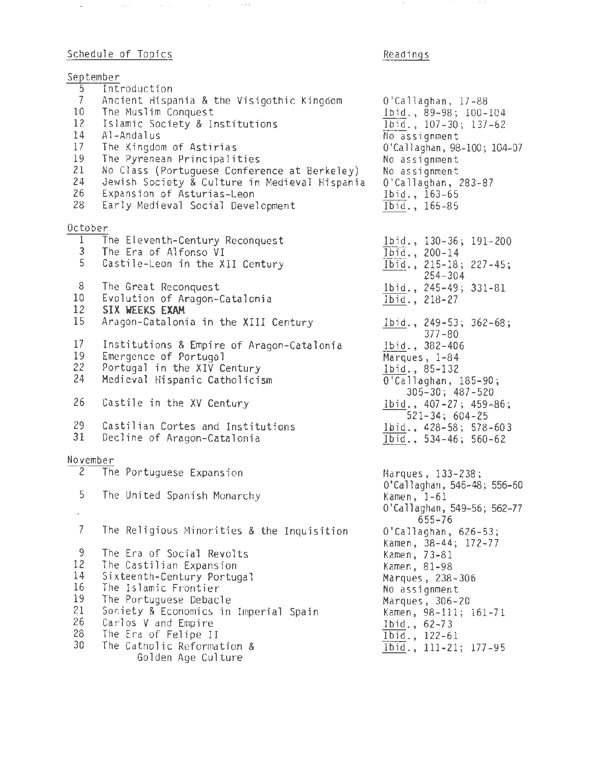| Schedule of Topics | | Readings |
|---|---|---|
| **September** | | |
| 5 | Introduction | |
| 7 | Ancient Hispania & the Visigothic Kingdom | O'Callaghan, 17-88 |
| 10 | The Muslim Conquest | *Ibid.*, 89-98; 100-104 |
| 12 | Islamic Society & Institutions | *Ibid.*, 107-30; 137-62 |
| 14 | Al-Andalus | No assignment |
| 17 | The Kingdom of Astirias | O'Callaghan, 98-100; 104-07 |
| 19 | The Pyrenean Principalities | No assignment |
| 21 | No Class (Portuguese Conference at Berkeley) | No assignment |
| 24 | Jewish Society & Culture in Medieval Hispania | O'Callaghan, 283-87 |
| 26 | Expansion of Asturias-Leon | *Ibid.*, 163-65 |
| 28 | Early Medieval Social Development | *Ibid.*, 165-85 |
| **October** | | |
| 1 | The Eleventh-Century Reconquest | *Ibid.*, 130-36; 191-200 |
| 3 | The Era of Alfonso VI | *Ibid.*, 200-14 |
| 5 | Castile-Leon in the XII Century | *Ibid.*, 215-18; 227-45; 254-304 |
| 8 | The Great Reconquest | *Ibid.*, 245-49; 331-81 |
| 10 | Evolution of Aragon-Catalonia | *Ibid.*, 218-27 |
| 12 | **SIX WEEKS EXAM** | |
| 15 | Aragon-Catalonia in the XIII Century | *Ibid.*, 249-53; 362-68; 377-80 |
| 17 | Institutions & Empire of Aragon-Catalonia | *Ibid.*, 382-406 |
| 19 | Emergence of Portugal | Marques, 1-84 |
| 22 | Portugal in the XIV Century | *Ibid.*, 85-132 |
| 24 | Medieval Hispanic Catholicism | O'Callaghan, 185-90; 305-30; 487-520 |
| 26 | Castile in the XV Century | *Ibid.*, 407-27; 459-86; 521-34; 604-25 |
| 29 | Castilian Cortes and Institutions | *Ibid.*, 428-58; 578-603 |
| 31 | Decline of Aragon-Catalonia | *Ibid.*, 534-46; 560-62 |
| **November** | | |
| 2 | The Portuguese Expansion | Marques, 133-238; O'Callaghan, 546-48; 556-60 |
| 5 | The United Spanish Monarchy | Kamen, 1-61; O'Callaghan, 549-56; 562-77; 655-76 |
| 7 | The Religious Minorities & the Inquisition | O'Callaghan, 626-53; Kamen, 38-44; 172-77 |
| 9 | The Era of Social Revolts | Kamen, 73-81 |
| 12 | The Castilian Expansion | Kamen, 81-98 |
| 14 | Sixteenth-Century Portugal | Marques, 238-306 |
| 16 | The Islamic Frontier | No assignment |
| 19 | The Portuguese Debacle | Marques, 306-20 |
| 21 | Society & Economics in Imperial Spain | Kamen, 98-111; 161-71 |
| 26 | Carlos V and Empire | *Ibid.*, 62-73 |
| 28 | The Era of Felipe II | *Ibid.*, 122-61 |
| 30 | The Catholic Reformation & Golden Age Culture | *Ibid.*, 111-21; 177-95 |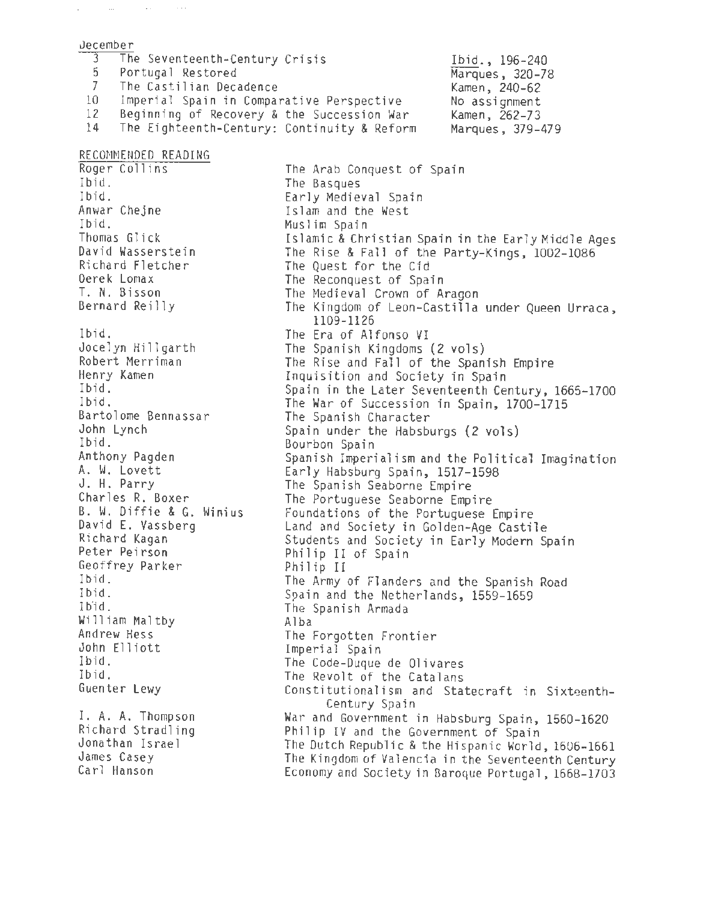December

| | | |
|---|---|---|
| 3 The Seventeenth-Century Crisis | | Ibid., 196-240 |
| 5 Portugal Restored | | Marques, 320-78 |
| 7 The Castilian Decadence | | Kamen, 240-62 |
| 10 Imperial Spain in Comparative Perspective | | No assignment |
| 12 Beginning of Recovery & the Succession War | | Kamen, 262-73 |
| 14 The Eighteenth-Century: Continuity & Reform | | Marques, 379-479 |

RECOMMENDED READING

| | |
|---|---|
| Roger Collins | The Arab Conquest of Spain |
| Ibid. | The Basques |
| Ibid. | Early Medieval Spain |
| Anwar Chejne | Islam and the West |
| Ibid. | Muslim Spain |
| Thomas Glick | Islamic & Christian Spain in the Early Middle Ages |
| David Wasserstein | The Rise & Fall of the Party-Kings, 1002-1086 |
| Richard Fletcher | The Quest for the Cid |
| Derek Lomax | The Reconquest of Spain |
| T. N. Bisson | The Medieval Crown of Aragon |
| Bernard Reilly | The Kingdom of Leon-Castilla under Queen Urraca, 1109-1126 |
| Ibid. | The Era of Alfonso VI |
| Jocelyn Hillgarth | The Spanish Kingdoms (2 vols) |
| Robert Merriman | The Rise and Fall of the Spanish Empire |
| Henry Kamen | Inquisition and Society in Spain |
| Ibid. | Spain in the Later Seventeenth Century, 1665-1700 |
| Ibid. | The War of Succession in Spain, 1700-1715 |
| Bartolome Bennassar | The Spanish Character |
| John Lynch | Spain under the Habsburgs (2 vols) |
| Ibid. | Bourbon Spain |
| Anthony Pagden | Spanish Imperialism and the Political Imagination |
| A. W. Lovett | Early Habsburg Spain, 1517-1598 |
| J. H. Parry | The Spanish Seaborne Empire |
| Charles R. Boxer | The Portuguese Seaborne Empire |
| B. W. Diffie & G. Winius | Foundations of the Portuguese Empire |
| David E. Vassberg | Land and Society in Golden-Age Castile |
| Richard Kagan | Students and Society in Early Modern Spain |
| Peter Peirson | Philip II of Spain |
| Geoffrey Parker | Philip II |
| Ibid. | The Army of Flanders and the Spanish Road |
| Ibid. | Spain and the Netherlands, 1559-1659 |
| Ibid. | The Spanish Armada |
| William Maltby | Alba |
| Andrew Hess | The Forgotten Frontier |
| John Elliott | Imperial Spain |
| Ibid. | The Code-Duque de Olivares |
| Ibid. | The Revolt of the Catalans |
| Guenter Lewy | Constitutionalism and Statecraft in Sixteenth-Century Spain |
| I. A. A. Thompson | War and Government in Habsburg Spain, 1560-1620 |
| Richard Stradling | Philip IV and the Government of Spain |
| Jonathan Israel | The Dutch Republic & the Hispanic World, 1606-1661 |
| James Casey | The Kingdom of Valencia in the Seventeenth Century |
| Carl Hanson | Economy and Society in Baroque Portugal, 1668-1703 |